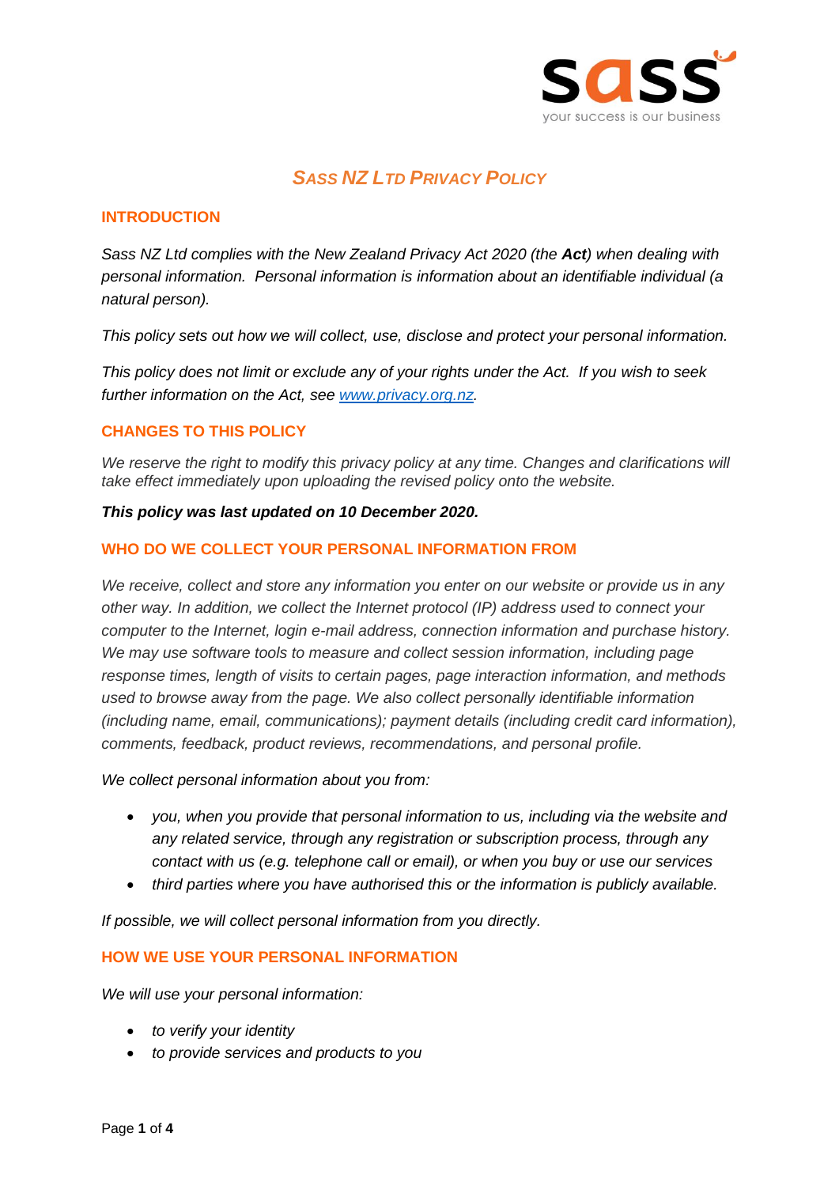sass

your success is our business

# *SASS NZ LTD PRIVACY POLICY*

## INTRODUCTION

*Sass NZ Ltd complies with the New Zealand Privacy Act 2020 (the **Act**) when dealing with personal information. Personal information is information about an identifiable individual (a natural person).*

*This policy sets out how we will collect, use, disclose and protect your personal information.*

*This policy does not limit or exclude any of your rights under the Act. If you wish to seek further information on the Act, see [www.privacy.org.nz](http://www.privacy.org.nz).*

## CHANGES TO THIS POLICY

*We reserve the right to modify this privacy policy at any time. Changes and clarifications will take effect immediately upon uploading the revised policy onto the website.*

***This policy was last updated on 10 December 2020.***

## WHO DO WE COLLECT YOUR PERSONAL INFORMATION FROM

*We receive, collect and store any information you enter on our website or provide us in any other way. In addition, we collect the Internet protocol (IP) address used to connect your computer to the Internet, login e-mail address, connection information and purchase history. We may use software tools to measure and collect session information, including page response times, length of visits to certain pages, page interaction information, and methods used to browse away from the page. We also collect personally identifiable information (including name, email, communications); payment details (including credit card information), comments, feedback, product reviews, recommendations, and personal profile.*

*We collect personal information about you from:*

- *you, when you provide that personal information to us, including via the website and any related service, through any registration or subscription process, through any contact with us (e.g. telephone call or email), or when you buy or use our services*
- *third parties where you have authorised this or the information is publicly available.*

*If possible, we will collect personal information from you directly.*

## HOW WE USE YOUR PERSONAL INFORMATION

*We will use your personal information:*

- *to verify your identity*
- *to provide services and products to you*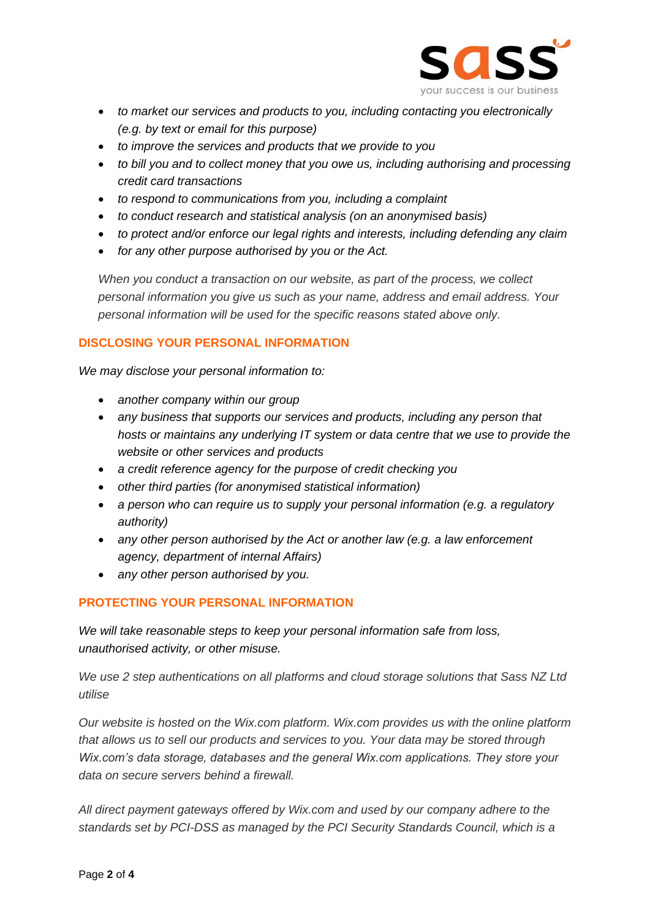- *to market our services and products to you, including contacting you electronically (e.g. by text or email for this purpose)*
- *to improve the services and products that we provide to you*
- *to bill you and to collect money that you owe us, including authorising and processing credit card transactions*
- *to respond to communications from you, including a complaint*
- *to conduct research and statistical analysis (on an anonymised basis)*
- *to protect and/or enforce our legal rights and interests, including defending any claim*
- *for any other purpose authorised by you or the Act.*

*When you conduct a transaction on our website, as part of the process, we collect personal information you give us such as your name, address and email address. Your personal information will be used for the specific reasons stated above only.*

## DISCLOSING YOUR PERSONAL INFORMATION

*We may disclose your personal information to:*

- *another company within our group*
- *any business that supports our services and products, including any person that hosts or maintains any underlying IT system or data centre that we use to provide the website or other services and products*
- *a credit reference agency for the purpose of credit checking you*
- *other third parties (for anonymised statistical information)*
- *a person who can require us to supply your personal information (e.g. a regulatory authority)*
- *any other person authorised by the Act or another law (e.g. a law enforcement agency, department of internal Affairs)*
- *any other person authorised by you.*

## PROTECTING YOUR PERSONAL INFORMATION

*We will take reasonable steps to keep your personal information safe from loss, unauthorised activity, or other misuse.*

*We use 2 step authentications on all platforms and cloud storage solutions that Sass NZ Ltd utilise*

*Our website is hosted on the Wix.com platform. Wix.com provides us with the online platform that allows us to sell our products and services to you. Your data may be stored through Wix.com's data storage, databases and the general Wix.com applications. They store your data on secure servers behind a firewall.*

*All direct payment gateways offered by Wix.com and used by our company adhere to the standards set by PCI-DSS as managed by the PCI Security Standards Council, which is a*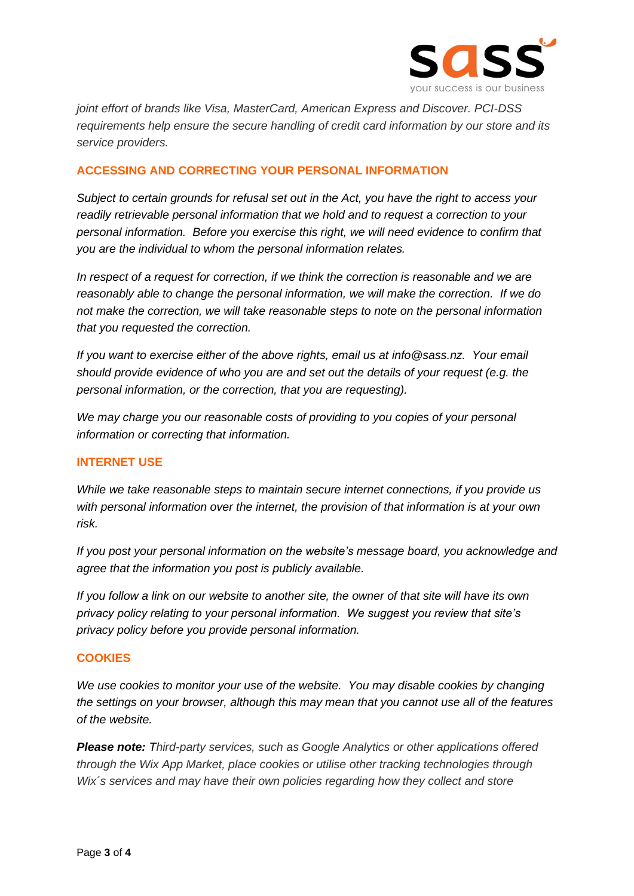*joint effort of brands like Visa, MasterCard, American Express and Discover. PCI-DSS requirements help ensure the secure handling of credit card information by our store and its service providers.*

## ACCESSING AND CORRECTING YOUR PERSONAL INFORMATION

*Subject to certain grounds for refusal set out in the Act, you have the right to access your readily retrievable personal information that we hold and to request a correction to your personal information. Before you exercise this right, we will need evidence to confirm that you are the individual to whom the personal information relates.*

*In respect of a request for correction, if we think the correction is reasonable and we are reasonably able to change the personal information, we will make the correction. If we do not make the correction, we will take reasonable steps to note on the personal information that you requested the correction.*

*If you want to exercise either of the above rights, email us at info@sass.nz. Your email should provide evidence of who you are and set out the details of your request (e.g. the personal information, or the correction, that you are requesting).*

*We may charge you our reasonable costs of providing to you copies of your personal information or correcting that information.*

## INTERNET USE

*While we take reasonable steps to maintain secure internet connections, if you provide us with personal information over the internet, the provision of that information is at your own risk.*

*If you post your personal information on the website's message board, you acknowledge and agree that the information you post is publicly available.*

*If you follow a link on our website to another site, the owner of that site will have its own privacy policy relating to your personal information. We suggest you review that site's privacy policy before you provide personal information.*

## COOKIES

*We use cookies to monitor your use of the website. You may disable cookies by changing the settings on your browser, although this may mean that you cannot use all of the features of the website.*

***Please note:*** *Third-party services, such as Google Analytics or other applications offered through the Wix App Market, place cookies or utilise other tracking technologies through Wix´s services and may have their own policies regarding how they collect and store*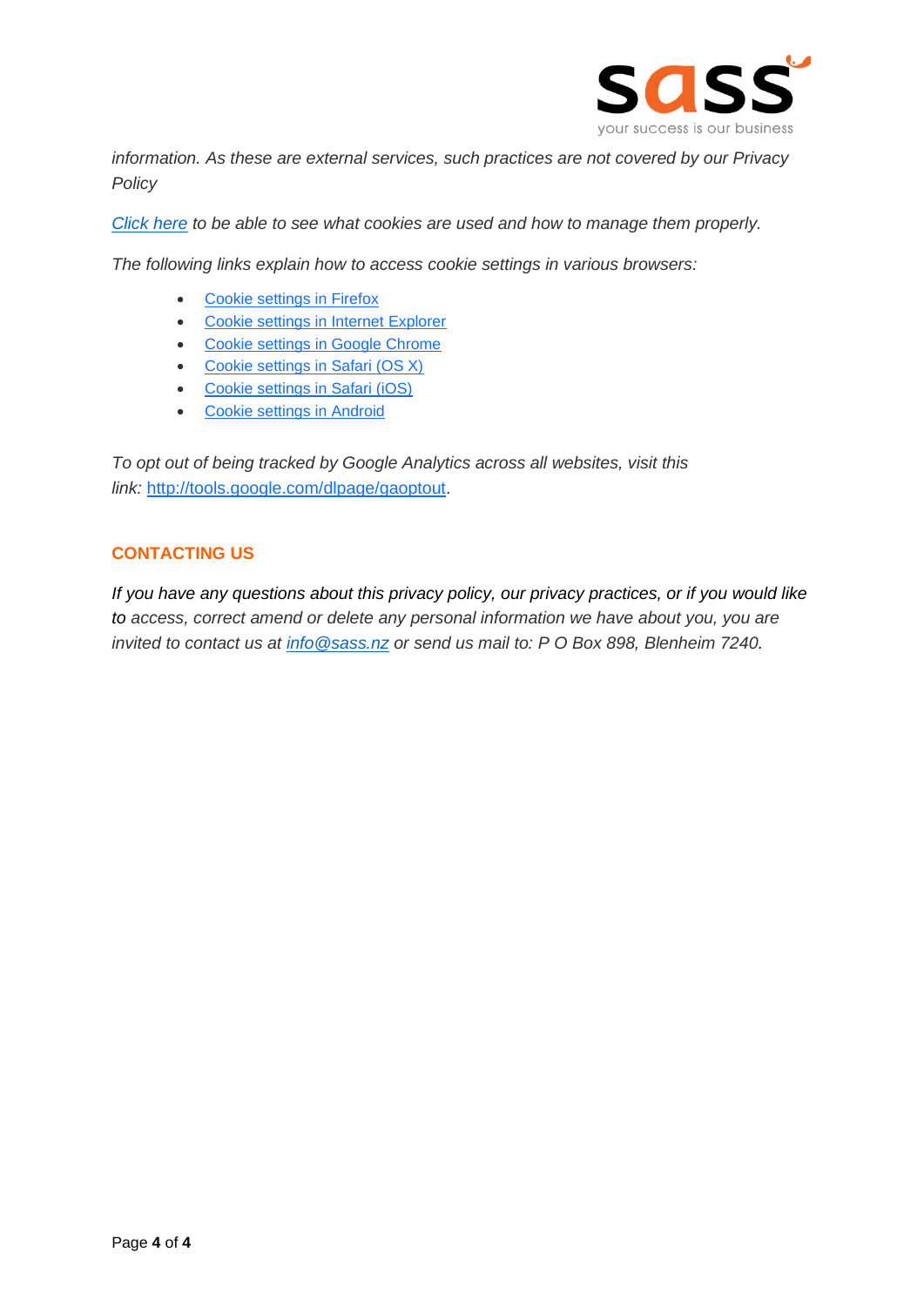*information. As these are external services, such practices are not covered by our Privacy Policy*

*Click here to be able to see what cookies are used and how to manage them properly.*

*The following links explain how to access cookie settings in various browsers:*

- Cookie settings in Firefox
- Cookie settings in Internet Explorer
- Cookie settings in Google Chrome
- Cookie settings in Safari (OS X)
- Cookie settings in Safari (iOS)
- Cookie settings in Android

*To opt out of being tracked by Google Analytics across all websites, visit this link:* http://tools.google.com/dlpage/gaoptout.

## CONTACTING US

*If you have any questions about this privacy policy, our privacy practices, or if you would like to access, correct amend or delete any personal information we have about you, you are invited to contact us at info@sass.nz or send us mail to: P O Box 898, Blenheim 7240.*